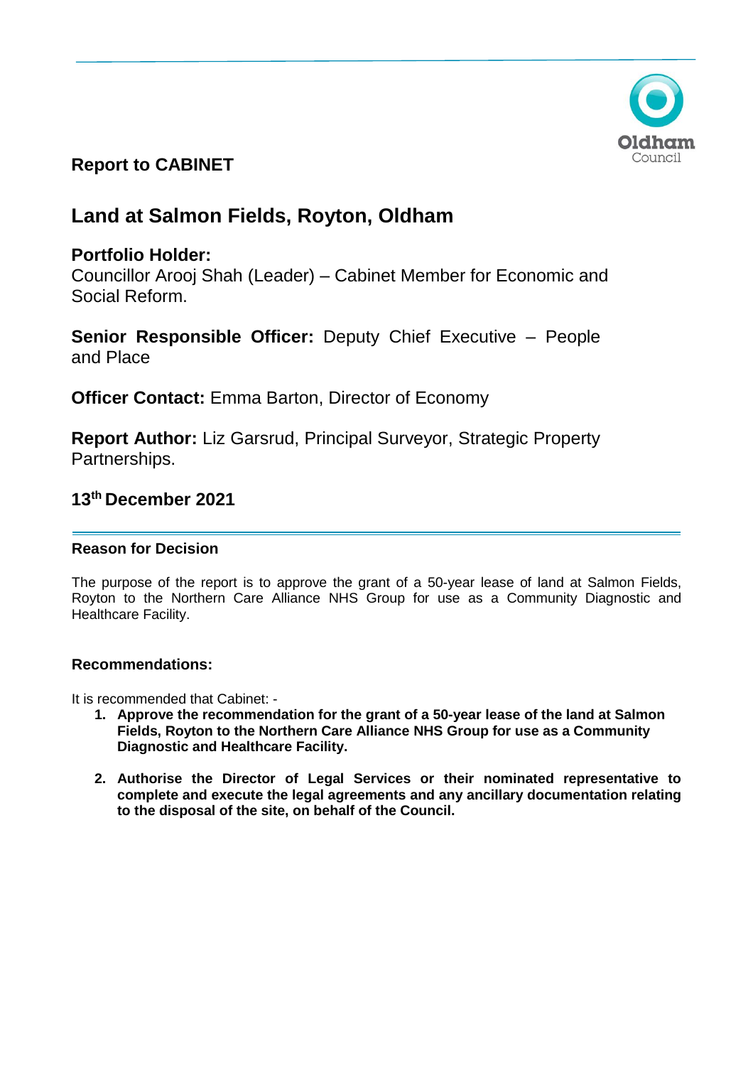Oldham Council

**Report to CABINET**

# Land at Salmon Fields, Royton, Oldham

**Portfolio Holder:**
Councillor Arooj Shah (Leader) – Cabinet Member for Economic and Social Reform.

**Senior Responsible Officer:** Deputy Chief Executive – People and Place

**Officer Contact:** Emma Barton, Director of Economy

**Report Author:** Liz Garsrud, Principal Surveyor, Strategic Property Partnerships.

**13th December 2021**

---

**Reason for Decision**

The purpose of the report is to approve the grant of a 50-year lease of land at Salmon Fields, Royton to the Northern Care Alliance NHS Group for use as a Community Diagnostic and Healthcare Facility.

**Recommendations:**

It is recommended that Cabinet: -

1. **Approve the recommendation for the grant of a 50-year lease of the land at Salmon Fields, Royton to the Northern Care Alliance NHS Group for use as a Community Diagnostic and Healthcare Facility.**

2. **Authorise the Director of Legal Services or their nominated representative to complete and execute the legal agreements and any ancillary documentation relating to the disposal of the site, on behalf of the Council.**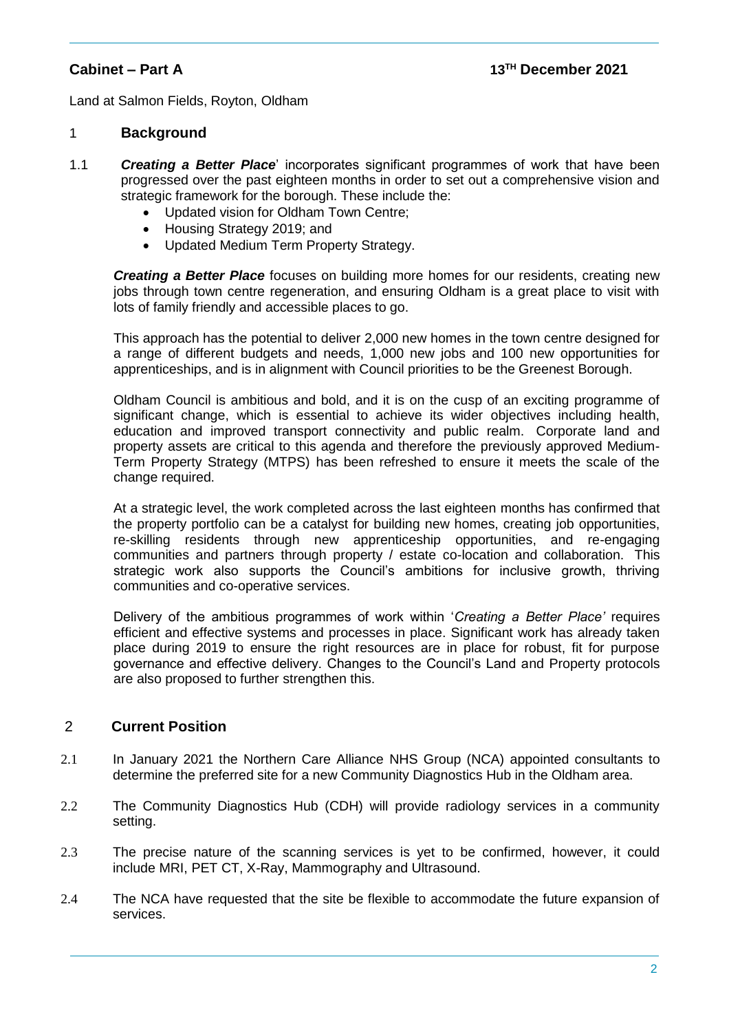**Cabinet – Part A** **13TH December 2021**

Land at Salmon Fields, Royton, Oldham

## 1 Background

1.1 ***Creating a Better Place***' incorporates significant programmes of work that have been progressed over the past eighteen months in order to set out a comprehensive vision and strategic framework for the borough. These include the:

- Updated vision for Oldham Town Centre;
- Housing Strategy 2019; and
- Updated Medium Term Property Strategy.

***Creating a Better Place*** focuses on building more homes for our residents, creating new jobs through town centre regeneration, and ensuring Oldham is a great place to visit with lots of family friendly and accessible places to go.

This approach has the potential to deliver 2,000 new homes in the town centre designed for a range of different budgets and needs, 1,000 new jobs and 100 new opportunities for apprenticeships, and is in alignment with Council priorities to be the Greenest Borough.

Oldham Council is ambitious and bold, and it is on the cusp of an exciting programme of significant change, which is essential to achieve its wider objectives including health, education and improved transport connectivity and public realm. Corporate land and property assets are critical to this agenda and therefore the previously approved Medium-Term Property Strategy (MTPS) has been refreshed to ensure it meets the scale of the change required.

At a strategic level, the work completed across the last eighteen months has confirmed that the property portfolio can be a catalyst for building new homes, creating job opportunities, re-skilling residents through new apprenticeship opportunities, and re-engaging communities and partners through property / estate co-location and collaboration. This strategic work also supports the Council's ambitions for inclusive growth, thriving communities and co-operative services.

Delivery of the ambitious programmes of work within '*Creating a Better Place'* requires efficient and effective systems and processes in place. Significant work has already taken place during 2019 to ensure the right resources are in place for robust, fit for purpose governance and effective delivery. Changes to the Council's Land and Property protocols are also proposed to further strengthen this.

## 2 Current Position

2.1 In January 2021 the Northern Care Alliance NHS Group (NCA) appointed consultants to determine the preferred site for a new Community Diagnostics Hub in the Oldham area.

2.2 The Community Diagnostics Hub (CDH) will provide radiology services in a community setting.

2.3 The precise nature of the scanning services is yet to be confirmed, however, it could include MRI, PET CT, X-Ray, Mammography and Ultrasound.

2.4 The NCA have requested that the site be flexible to accommodate the future expansion of services.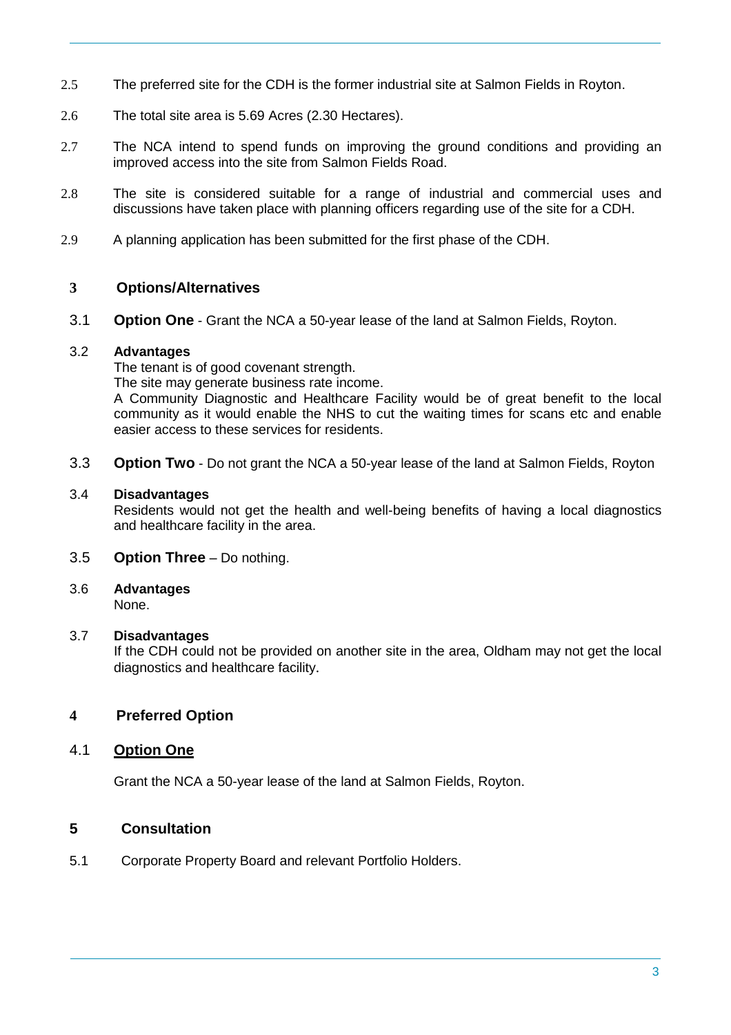2.5 The preferred site for the CDH is the former industrial site at Salmon Fields in Royton.

2.6 The total site area is 5.69 Acres (2.30 Hectares).

2.7 The NCA intend to spend funds on improving the ground conditions and providing an improved access into the site from Salmon Fields Road.

2.8 The site is considered suitable for a range of industrial and commercial uses and discussions have taken place with planning officers regarding use of the site for a CDH.

2.9 A planning application has been submitted for the first phase of the CDH.

## 3 Options/Alternatives

3.1 **Option One** - Grant the NCA a 50-year lease of the land at Salmon Fields, Royton.

3.2 **Advantages**

The tenant is of good covenant strength.

The site may generate business rate income.

A Community Diagnostic and Healthcare Facility would be of great benefit to the local community as it would enable the NHS to cut the waiting times for scans etc and enable easier access to these services for residents.

3.3 **Option Two** - Do not grant the NCA a 50-year lease of the land at Salmon Fields, Royton

3.4 **Disadvantages**

Residents would not get the health and well-being benefits of having a local diagnostics and healthcare facility in the area.

3.5 **Option Three** – Do nothing.

3.6 **Advantages**

None.

3.7 **Disadvantages**

If the CDH could not be provided on another site in the area, Oldham may not get the local diagnostics and healthcare facility.

## 4 Preferred Option

4.1 **<u>Option One</u>**

Grant the NCA a 50-year lease of the land at Salmon Fields, Royton.

## 5 Consultation

5.1 Corporate Property Board and relevant Portfolio Holders.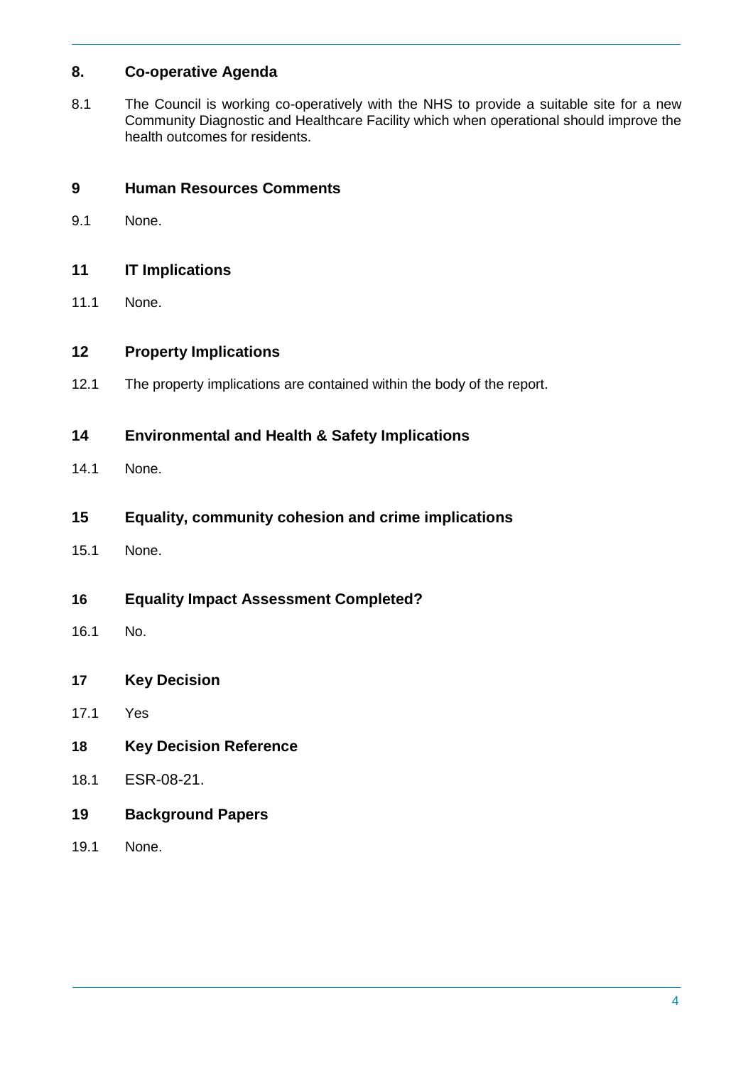## 8. Co-operative Agenda

8.1 The Council is working co-operatively with the NHS to provide a suitable site for a new Community Diagnostic and Healthcare Facility which when operational should improve the health outcomes for residents.

## 9 Human Resources Comments

9.1 None.

## 11 IT Implications

11.1 None.

## 12 Property Implications

12.1 The property implications are contained within the body of the report.

## 14 Environmental and Health & Safety Implications

14.1 None.

## 15 Equality, community cohesion and crime implications

15.1 None.

## 16 Equality Impact Assessment Completed?

16.1 No.

## 17 Key Decision

17.1 Yes

## 18 Key Decision Reference

18.1 ESR-08-21.

## 19 Background Papers

19.1 None.